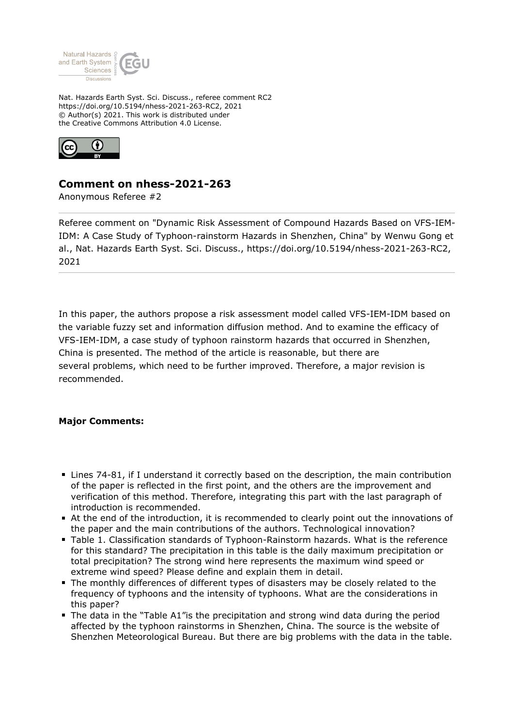Nat. Hazards Earth Syst. Sci. Discuss., referee comment RC2
https://doi.org/10.5194/nhess-2021-263-RC2, 2021
© Author(s) 2021. This work is distributed under
the Creative Commons Attribution 4.0 License.

## Comment on nhess-2021-263

Anonymous Referee #2

Referee comment on "Dynamic Risk Assessment of Compound Hazards Based on VFS-IEM-IDM: A Case Study of Typhoon-rainstorm Hazards in Shenzhen, China" by Wenwu Gong et al., Nat. Hazards Earth Syst. Sci. Discuss., https://doi.org/10.5194/nhess-2021-263-RC2, 2021

In this paper, the authors propose a risk assessment model called VFS-IEM-IDM based on the variable fuzzy set and information diffusion method. And to examine the efficacy of VFS-IEM-IDM, a case study of typhoon rainstorm hazards that occurred in Shenzhen, China is presented. The method of the article is reasonable, but there are several problems, which need to be further improved. Therefore, a major revision is recommended.

**Major Comments:**

- Lines 74-81, if I understand it correctly based on the description, the main contribution of the paper is reflected in the first point, and the others are the improvement and verification of this method. Therefore, integrating this part with the last paragraph of introduction is recommended.
- At the end of the introduction, it is recommended to clearly point out the innovations of the paper and the main contributions of the authors. Technological innovation?
- Table 1. Classification standards of Typhoon-Rainstorm hazards. What is the reference for this standard? The precipitation in this table is the daily maximum precipitation or total precipitation? The strong wind here represents the maximum wind speed or extreme wind speed? Please define and explain them in detail.
- The monthly differences of different types of disasters may be closely related to the frequency of typhoons and the intensity of typhoons. What are the considerations in this paper?
- The data in the "Table A1"is the precipitation and strong wind data during the period affected by the typhoon rainstorms in Shenzhen, China. The source is the website of Shenzhen Meteorological Bureau. But there are big problems with the data in the table.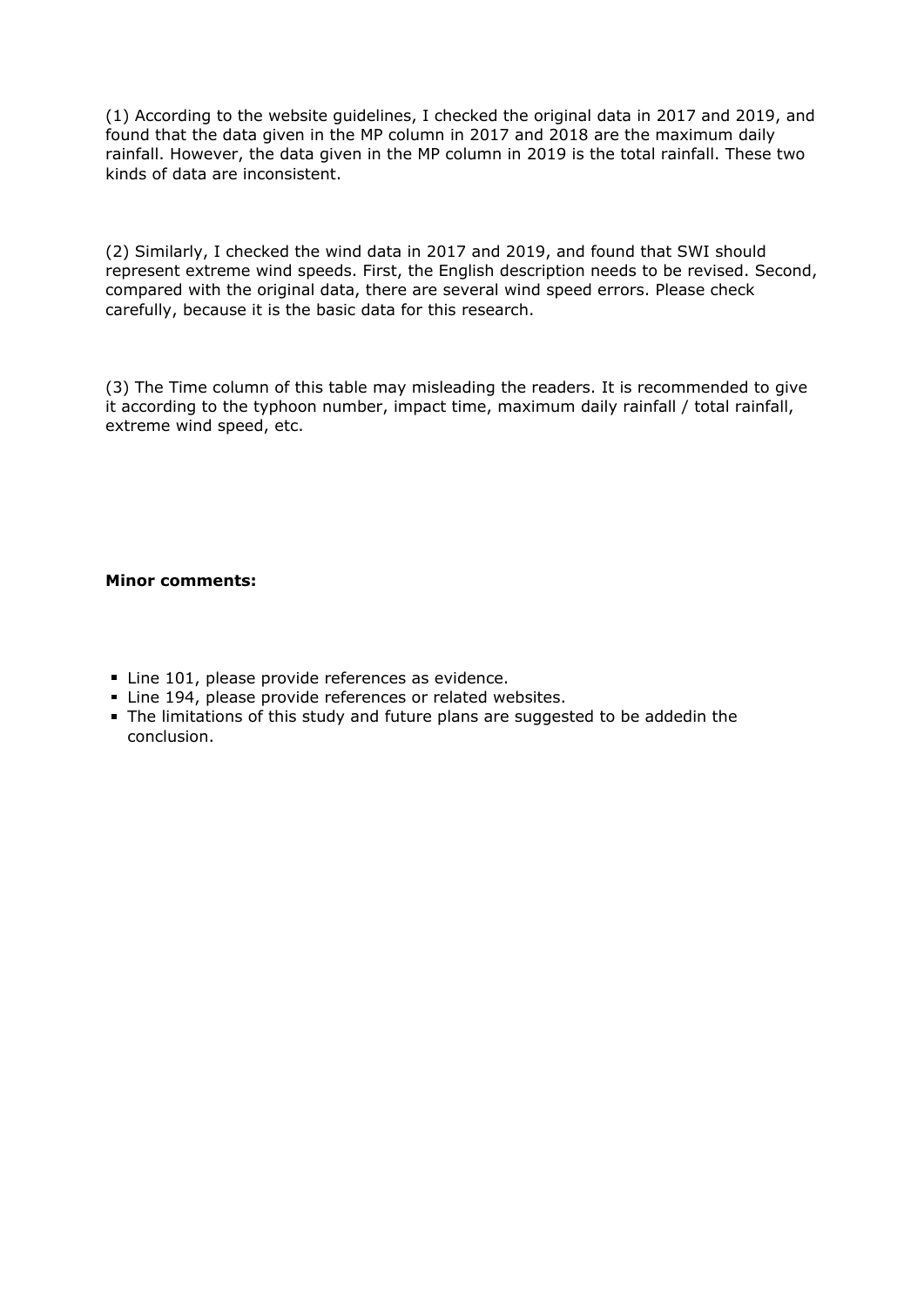(1) According to the website guidelines, I checked the original data in 2017 and 2019, and found that the data given in the MP column in 2017 and 2018 are the maximum daily rainfall. However, the data given in the MP column in 2019 is the total rainfall. These two kinds of data are inconsistent.

(2) Similarly, I checked the wind data in 2017 and 2019, and found that SWI should represent extreme wind speeds. First, the English description needs to be revised. Second, compared with the original data, there are several wind speed errors. Please check carefully, because it is the basic data for this research.

(3) The Time column of this table may misleading the readers. It is recommended to give it according to the typhoon number, impact time, maximum daily rainfall / total rainfall, extreme wind speed, etc.

**Minor comments:**

- Line 101, please provide references as evidence.
- Line 194, please provide references or related websites.
- The limitations of this study and future plans are suggested to be addedin the conclusion.